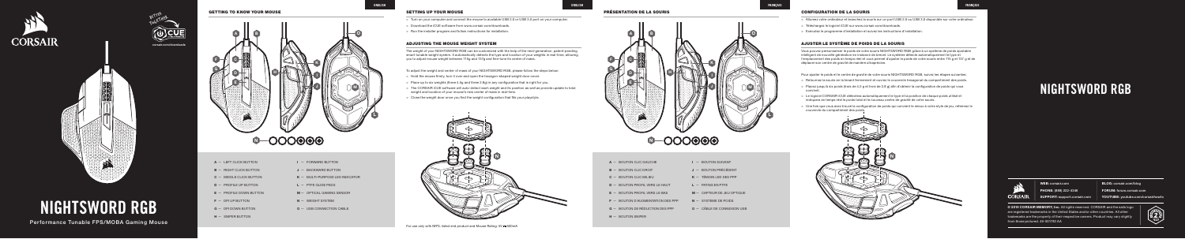# NIGHTSWORD RGB

Performance Tunable FPS/MOBA Gaming Mouse

corsair.com/downloads

## GETTING TO KNOW YOUR MOUSE

- A — LEFT CLICK BUTTON
- B — RIGHT CLICK BUTTON
- C — MIDDLE CLICK BUTTON
- D — PROFILE UP BUTTON
- E — PROFILE DOWN BUTTON
- F — DPI UP BUTTON
- G — DPI DOWN BUTTON
- H — SNIPER BUTTON
- I — FORWARD BUTTON
- J — BACKWARD BUTTON
- K — MULTI-PURPOSE LED INDICATOR
- L — PTFE GLIDE PADS
- M — OPTICAL GAMING SENSOR
- N — WEIGHT SYSTEM
- O — USB CONNECTION CABLE

## SETTING UP YOUR MOUSE

- Turn on your computer and connect the mouse to available USB 2.0 or USB 3.0 port on your computer.
- Download the iCUE software from www.corsair.com/downloads.
- Run the installer program and follow instructions for installation.

## ADJUSTING THE MOUSE WEIGHT SYSTEM

The weight of your NIGHTSWORD RGB can be customized with the help of the next generation, patent-pending smart tunable weight system. It automatically detects the type and location of your weights in real time, allowing you to adjust mouse weight between 119g and 137g and fine-tune its center of mass.

To adjust the weight and center of mass of your NIGHTSWORD RGB, please follow the steps below:

- Hold the mouse firmly, turn it over and open the hexagon shaped weight door cover.
- Place up to six weights (three 4.5g and three 2.8g) in any configuration that is right for you.
- The CORSAIR iCUE software will auto-detect each weight and its position as well as provide update to total weight and location of your mouse's new center of mass in real-time.
- Close the weight door once you find the weight configuration that fits your playstyle.

For use only with NRTL listed end product and Mouse Rating: 5V ⎓ 500mA

## PRÉSENTATION DE LA SOURIS

- A — BOUTON CLIC GAUCHE
- B — BOUTON CLIC DROIT
- C — BOUTON CLIC MILIEU
- D — BOUTON PROFIL VERS LE HAUT
- E — BOUTON PROFIL VERS LE BAS
- F — BOUTON D'AUGMENTATION DES PPP
- G — BOUTON DE RÉDUCTION DES PPP
- H — BOUTON SNIPER
- I — BOUTON SUIVANT
- J — BOUTON PRÉCÉDENT
- K — TÉMOIN LED DES PPP
- L — PATINS EN PTFE
- M — CAPTEUR DE JEU OPTIQUE
- N — SYSTÈME DE POIDS
- O — CÂBLE DE CONNEXION USB

## CONFIGURATION DE LA SOURIS

- Allumez votre ordinateur et branchez la souris sur un port USB 2.0 ou USB 3.0 disponible sur votre ordinateur.
- Téléchargez le logiciel iCUE sur www.corsair.com/downloads.
- Exécutez le programme d'installation et suivez les instructions d'installation.

## AJUSTER LE SYSTÈME DE POIDS DE LA SOURIS

Vous pouvez personnaliser le poids de votre souris NIGHTSWORD RGB grâce à un système de poids ajustable intelligent de nouvelle génération en instance de brevet. Le système détecte automatiquement le type et l'emplacement des poids en temps réel et vous permet d'ajuster le poids de votre souris entre 119 g et 137 g et de déplacer son centre de gravité de manière très précise.

Pour ajuster le poids et le centre de gravité de votre souris NIGHTSWORD RGB, suivez les étapes suivantes :

- Retournez la souris en la tenant fermement et ouvrez le couvercle hexagonal du compartiment des poids.
- Placez jusqu'à six poids (trois de 4,5 g et trois de 2,8 g) afin d'obtenir la configuration de poids qui vous convient.
- Le logiciel CORSAIR iCUE détectera automatiquement le type et la position de chaque poids ajouté et indiquera en temps réel le poids total et le nouveau centre de gravité de votre souris.
- Une fois que vous avez trouvé la configuration de poids qui convient le mieux à votre style de jeu, refermez le couvercle du compartiment des poids.

# NIGHTSWORD RGB

| | |
|---|---|
| WEB: corsair.com | BLOG: corsair.com/blog |
| PHONE: (888) 222-4346 | FORUM: forum.corsair.com |
| SUPPORT: support.corsair.com | YOUTUBE: youtube.com/corsairhowto |

© 2019 CORSAIR MEMORY, Inc. All rights reserved. CORSAIR and the sails logo are registered trademarks in the United States and/or other countries. All other trademarks are the property of their respective owners. Product may vary slightly from those pictured. 49-001793 AA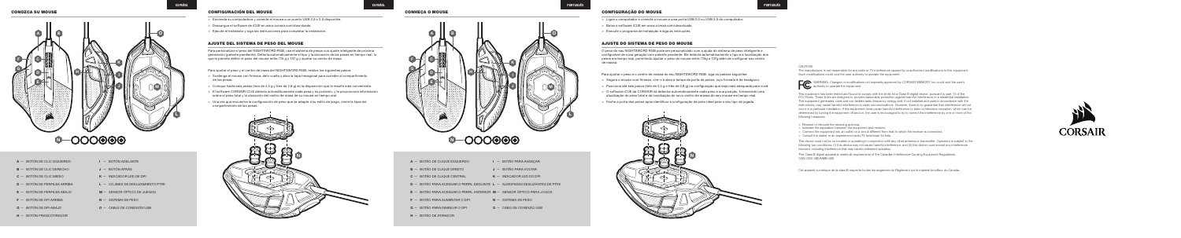## CONOZCA SU MOUSE

A — BOTÓN DE CLIC IZQUIERDO
B — BOTÓN DE CLIC DERECHO
C — BOTÓN DE CLIC MEDIO
D — BOTÓN DE PERFILES ARRIBA
E — BOTÓN DE PERFILES ABAJO
F — BOTÓN DE DPI ARRIBA
G — BOTÓN DE DPI ABAJO
H — BOTÓN FRANCOTIRADOR
I — BOTÓN ADELANTE
J — BOTÓN ATRÁS
K — INDICADOR LED DE DPI
L — COJINES DE DESLIZAMIENTO PTFE
M — SENSOR ÓPTICO DE JUEGOS
N — SISTEMA DE PESO
O — CABLE DE CONEXIÓN USB

## CONFIGURACIÓN DEL MOUSE

- Encienda su computadora y conecte el mouse a un puerto USB 2.0 o 3.0 disponible.
- Descargue el software de iCUE en www.corsair.com/downloads.
- Ejecute el instalador y siga las instrucciones para completar la instalación.

## AJUSTE DEL SISTEMA DE PESO DEL MOUSE

Para personalizar el peso del NIGHTSWORD RGB, use el sistema de peso con ajuste inteligente de próxima generación (patente pendiente). Detecte automáticamente el tipo y la ubicación de las pesas en tiempo real, lo que le permite definir el peso del mouse entre 119 g y 137 g y ajustar su centro de masa.

Para ajustar el peso y el centro de masa del NIGHTSWORD RGB, realice los siguientes pasos:

- Sostenga el mouse con firmeza, dele vuelta y abra la tapa hexagonal para acceder al compartimiento de las pesas.
- Coloque hasta seis pesas (tres de 4,5 g y tres de 2,8 g) en la disposición que le resulte más conveniente.
- El software CORSAIR iCUE detecta automáticamente cada pesa y su posición, y le proporciona información sobre el peso total y la ubicación del centro de masa de su mouse en tiempo real.
- Una vez que encuentre la configuración de peso que se adapte a su estilo de juego, cierre la tapa del compartimiento de las pesas.

## CONHEÇA O MOUSE

A — BOTÃO DE CLIQUE ESQUERDO
B — BOTÃO DE CLIQUE DIREITO
C — BOTÃO DE CLIQUE CENTRAL
D — BOTÃO PARA ACESSAR O PERFIL SEGUINTE
E — BOTÃO PARA ACESSAR O PERFIL ANTERIOR
F — BOTÃO PARA AUMENTAR O DPI
G — BOTÃO PARA DIMINUIR O DPI
H — BOTÃO DE ATIRADOR
I — BOTÃO PARA AVANÇAR
J — BOTÃO PARA VOLTAR
K — INDICADOR LED DO DPI
L — ALMOFADAS DESLIZANTES DE PTFE
M — SENSOR ÓPTICO PARA JOGOS
N — SISTEMA DE PESO
O — CABO DE CONEXÃO USB

## CONFIGURAÇÃO DO MOUSE

- Ligue o computador e conecte o mouse a uma porta USB 2.0 ou USB 3.0 do computador.
- Baixe o software iCUE em www.corsair.com/downloads.
- Execute o programa de instalação e siga as instruções.

## AJUSTE DO SISTEMA DE PESO DO MOUSE

O peso do seu NIGHTSWORD RGB pode ser personalizado com a ajuda do sistema de peso inteligente e configurável de nova geração com patente pendente. Ele detecta automaticamente o tipo e a localização dos pesos em tempo real, permitindo ajustar o peso do mouse entre 119g e 137g além de configurar seu centro de massa.

Para ajustar o peso e o centro de massa do seu NIGHTSWORD RGB, siga os passos seguintes:

- Segure o mouse com firmeza, vire-o e abra a tampa da porta de pesos, cujo formato é de hexágono.
- Posicione até seis pesos (três de 4,5 g e três de 2,8 g) na configuração que seja mais adequada para você.
- O software iCUE da CORSAIR irá detectar automaticamente cada peso e sua posição, fornecendo uma atualização do peso total e da localização do novo centro de massa do seu mouse em tempo real.
- Feche a porta dos pesos após identificar a configuração de peso ideal para o seu tipo de jogada.

CAUTION:
The manufacturer is not responsible for any radio or TV interference caused by unauthorized modifications to this equipment. Such modifications could void the user authority to operate the equipment.

WARNING: Changes or modifications not expressly approved by CORSAIR MEMORY Inc could void the user's authority to operate the equipment.

This equipment has been tested and found to comply with the limits for a Class B digital device, pursuant to part 15 of the FCC Rules. These limits are designed to provide reasonable protection against harmful interference in a residential installation. This equipment generates, uses and can radiate radio frequency energy and, if not installed and used in accordance with the instructions, may cause harmful interference to radio communications. However, there is no guarantee that interference will not occur in a particular installation. If this equipment does cause harmful interference to radio or television reception, which can be determined by turning the equipment off and on, the user is encouraged to try to correct the interference by one or more of the following measures:

- Reorient or relocate the receiving antenna.
- Increase the separation between the equipment and receiver.
- Connect the equipment into an outlet on a circuit different from that to which the receiver is connected.
- Consult the dealer or an experienced radio/TV technician for help.

This device must not be co-located or operating in conjunction with any other antenna or transmitter. Operation is subject to the following two conditions: (1) this device may not cause harmful interference, and (2) this device must accept any interference received, including interference that may cause undesired operation.

This Class B digital apparatus meets all requirements of the Canadian Interference-Causing Equipment Regulations. CAN ICES-3(B)/NMB-3(B)

Cet appareil numérique de la classe B respecte toutes les exigences du Règlement sur le matériel brouilleur du Canada.

CORSAIR